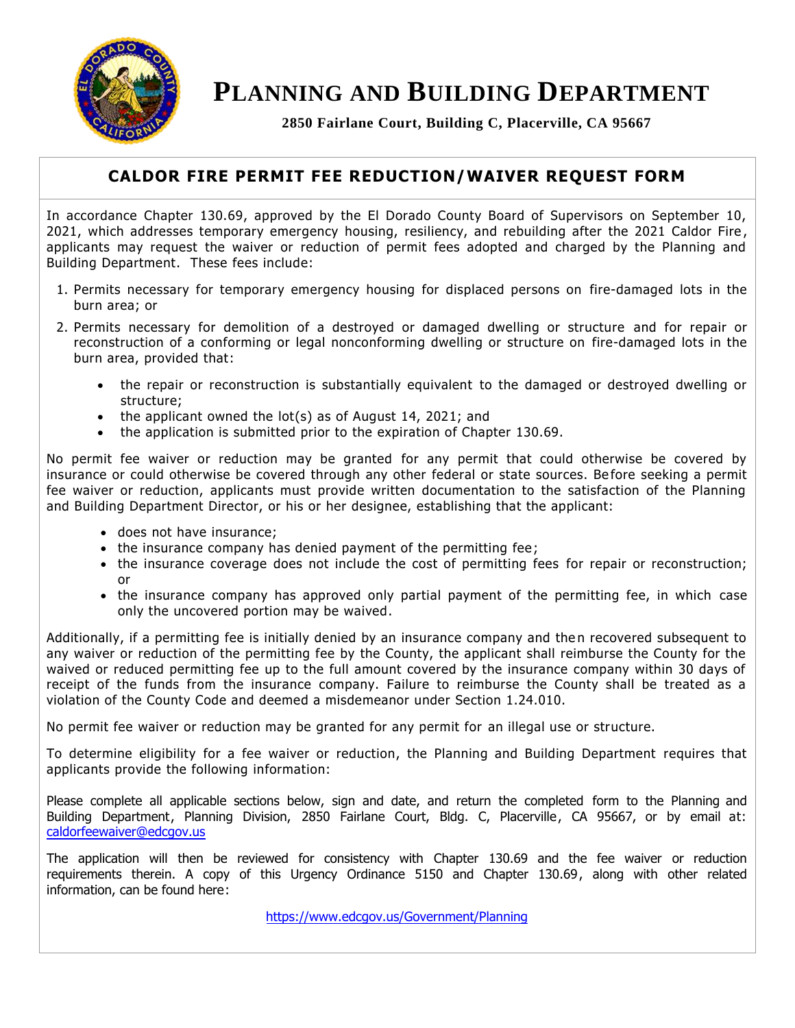# PLANNING AND BUILDING DEPARTMENT

**2850 Fairlane Court, Building C, Placerville, CA 95667**

## CALDOR FIRE PERMIT FEE REDUCTION/WAIVER REQUEST FORM

In accordance Chapter 130.69, approved by the El Dorado County Board of Supervisors on September 10, 2021, which addresses temporary emergency housing, resiliency, and rebuilding after the 2021 Caldor Fire, applicants may request the waiver or reduction of permit fees adopted and charged by the Planning and Building Department. These fees include:

1. Permits necessary for temporary emergency housing for displaced persons on fire-damaged lots in the burn area; or
2. Permits necessary for demolition of a destroyed or damaged dwelling or structure and for repair or reconstruction of a conforming or legal nonconforming dwelling or structure on fire-damaged lots in the burn area, provided that:
   - the repair or reconstruction is substantially equivalent to the damaged or destroyed dwelling or structure;
   - the applicant owned the lot(s) as of August 14, 2021; and
   - the application is submitted prior to the expiration of Chapter 130.69.

No permit fee waiver or reduction may be granted for any permit that could otherwise be covered by insurance or could otherwise be covered through any other federal or state sources. Before seeking a permit fee waiver or reduction, applicants must provide written documentation to the satisfaction of the Planning and Building Department Director, or his or her designee, establishing that the applicant:

- does not have insurance;
- the insurance company has denied payment of the permitting fee;
- the insurance coverage does not include the cost of permitting fees for repair or reconstruction; or
- the insurance company has approved only partial payment of the permitting fee, in which case only the uncovered portion may be waived.

Additionally, if a permitting fee is initially denied by an insurance company and then recovered subsequent to any waiver or reduction of the permitting fee by the County, the applicant shall reimburse the County for the waived or reduced permitting fee up to the full amount covered by the insurance company within 30 days of receipt of the funds from the insurance company. Failure to reimburse the County shall be treated as a violation of the County Code and deemed a misdemeanor under Section 1.24.010.

No permit fee waiver or reduction may be granted for any permit for an illegal use or structure.

To determine eligibility for a fee waiver or reduction, the Planning and Building Department requires that applicants provide the following information:

Please complete all applicable sections below, sign and date, and return the completed form to the Planning and Building Department, Planning Division, 2850 Fairlane Court, Bldg. C, Placerville, CA 95667, or by email at: caldorfeewaiver@edcgov.us

The application will then be reviewed for consistency with Chapter 130.69 and the fee waiver or reduction requirements therein. A copy of this Urgency Ordinance 5150 and Chapter 130.69, along with other related information, can be found here:

https://www.edcgov.us/Government/Planning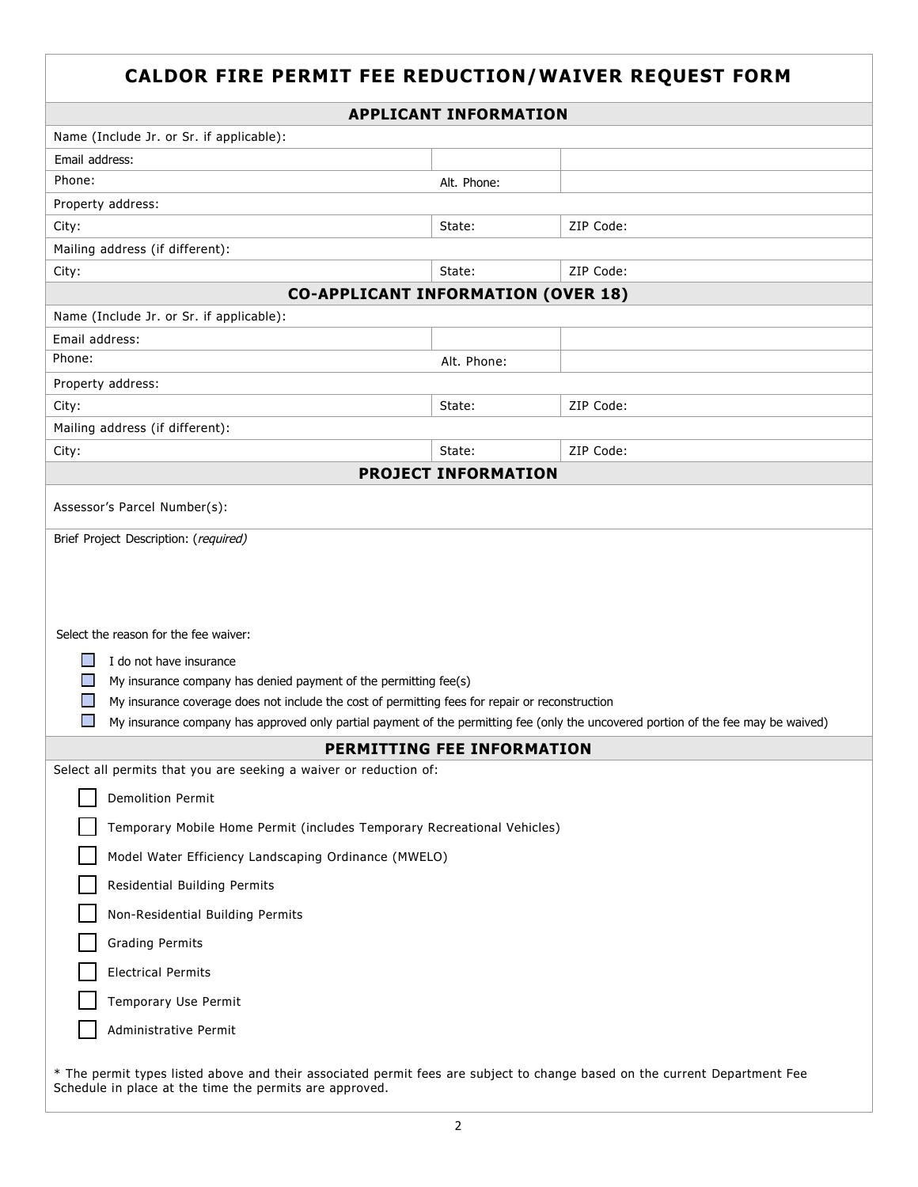# CALDOR FIRE PERMIT FEE REDUCTION/WAIVER REQUEST FORM

## APPLICANT INFORMATION

| | | |
|---|---|---|
| Name (Include Jr. or Sr. if applicable): | | |
| Email address: | | |
| Phone: | Alt. Phone: | |
| Property address: | | |
| City: | State: | ZIP Code: |
| Mailing address (if different): | | |
| City: | State: | ZIP Code: |

## CO-APPLICANT INFORMATION (OVER 18)

| | | |
|---|---|---|
| Name (Include Jr. or Sr. if applicable): | | |
| Email address: | | |
| Phone: | Alt. Phone: | |
| Property address: | | |
| City: | State: | ZIP Code: |
| Mailing address (if different): | | |
| City: | State: | ZIP Code: |

## PROJECT INFORMATION

Assessor's Parcel Number(s):

Brief Project Description: (*required*)

Select the reason for the fee waiver:

- ☐ I do not have insurance
- ☐ My insurance company has denied payment of the permitting fee(s)
- ☐ My insurance coverage does not include the cost of permitting fees for repair or reconstruction
- ☐ My insurance company has approved only partial payment of the permitting fee (only the uncovered portion of the fee may be waived)

## PERMITTING FEE INFORMATION

Select all permits that you are seeking a waiver or reduction of:

- ☐ Demolition Permit
- ☐ Temporary Mobile Home Permit (includes Temporary Recreational Vehicles)
- ☐ Model Water Efficiency Landscaping Ordinance (MWELO)
- ☐ Residential Building Permits
- ☐ Non-Residential Building Permits
- ☐ Grading Permits
- ☐ Electrical Permits
- ☐ Temporary Use Permit
- ☐ Administrative Permit

* The permit types listed above and their associated permit fees are subject to change based on the current Department Fee Schedule in place at the time the permits are approved.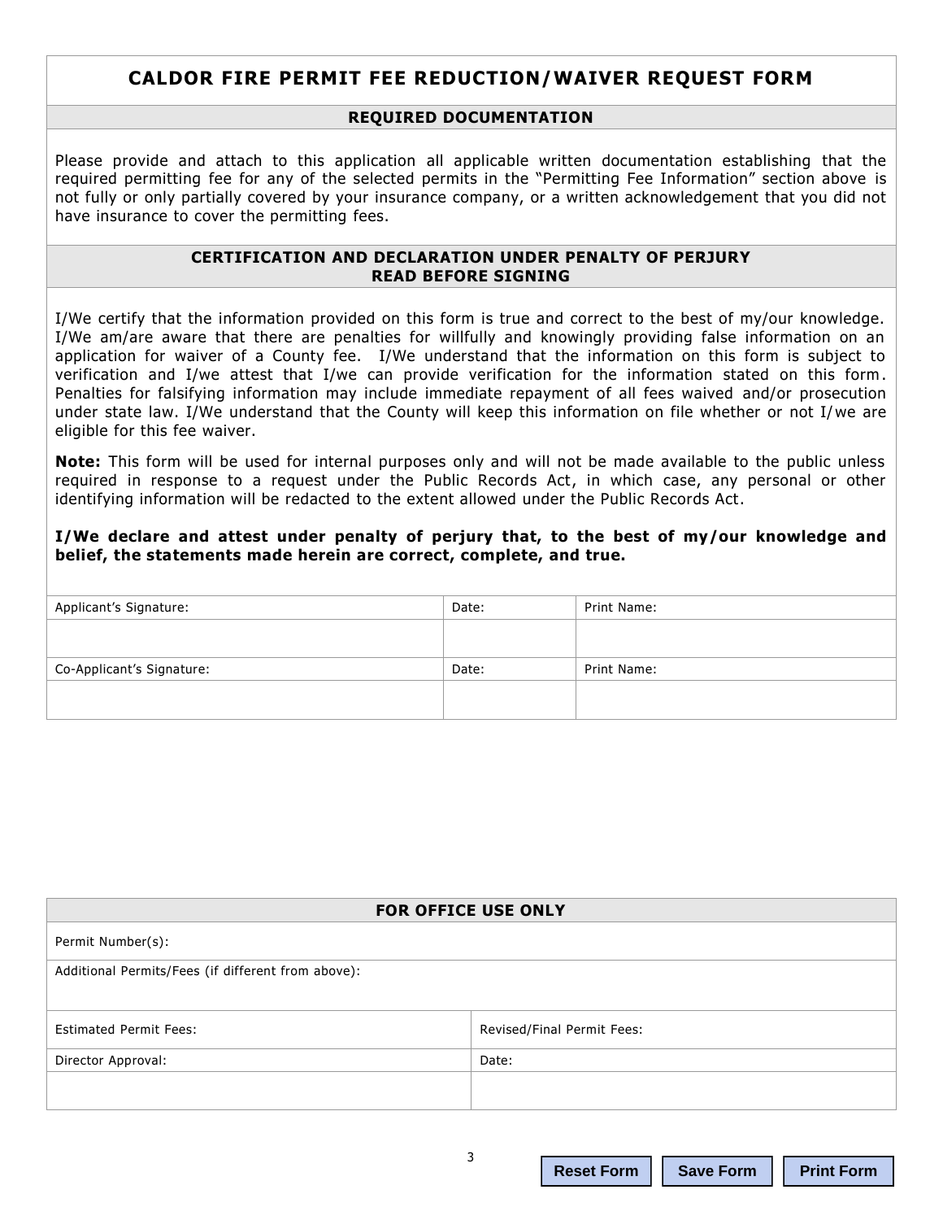# CALDOR FIRE PERMIT FEE REDUCTION/WAIVER REQUEST FORM

## REQUIRED DOCUMENTATION

Please provide and attach to this application all applicable written documentation establishing that the required permitting fee for any of the selected permits in the "Permitting Fee Information" section above is not fully or only partially covered by your insurance company, or a written acknowledgement that you did not have insurance to cover the permitting fees.

## CERTIFICATION AND DECLARATION UNDER PENALTY OF PERJURY
## READ BEFORE SIGNING

I/We certify that the information provided on this form is true and correct to the best of my/our knowledge. I/We am/are aware that there are penalties for willfully and knowingly providing false information on an application for waiver of a County fee. I/We understand that the information on this form is subject to verification and I/we attest that I/we can provide verification for the information stated on this form. Penalties for falsifying information may include immediate repayment of all fees waived and/or prosecution under state law. I/We understand that the County will keep this information on file whether or not I/we are eligible for this fee waiver.

**Note:** This form will be used for internal purposes only and will not be made available to the public unless required in response to a request under the Public Records Act, in which case, any personal or other identifying information will be redacted to the extent allowed under the Public Records Act.

**I/We declare and attest under penalty of perjury that, to the best of my/our knowledge and belief, the statements made herein are correct, complete, and true.**

| Applicant's Signature: | Date: | Print Name: |
|---|---|---|
| | | |
| Co-Applicant's Signature: | Date: | Print Name: |
| | | |

## FOR OFFICE USE ONLY

| | |
|---|---|
| Permit Number(s): | |
| Additional Permits/Fees (if different from above): | |
| Estimated Permit Fees: | Revised/Final Permit Fees: |
| Director Approval: | Date: |
| | |

Reset Form | Save Form | Print Form